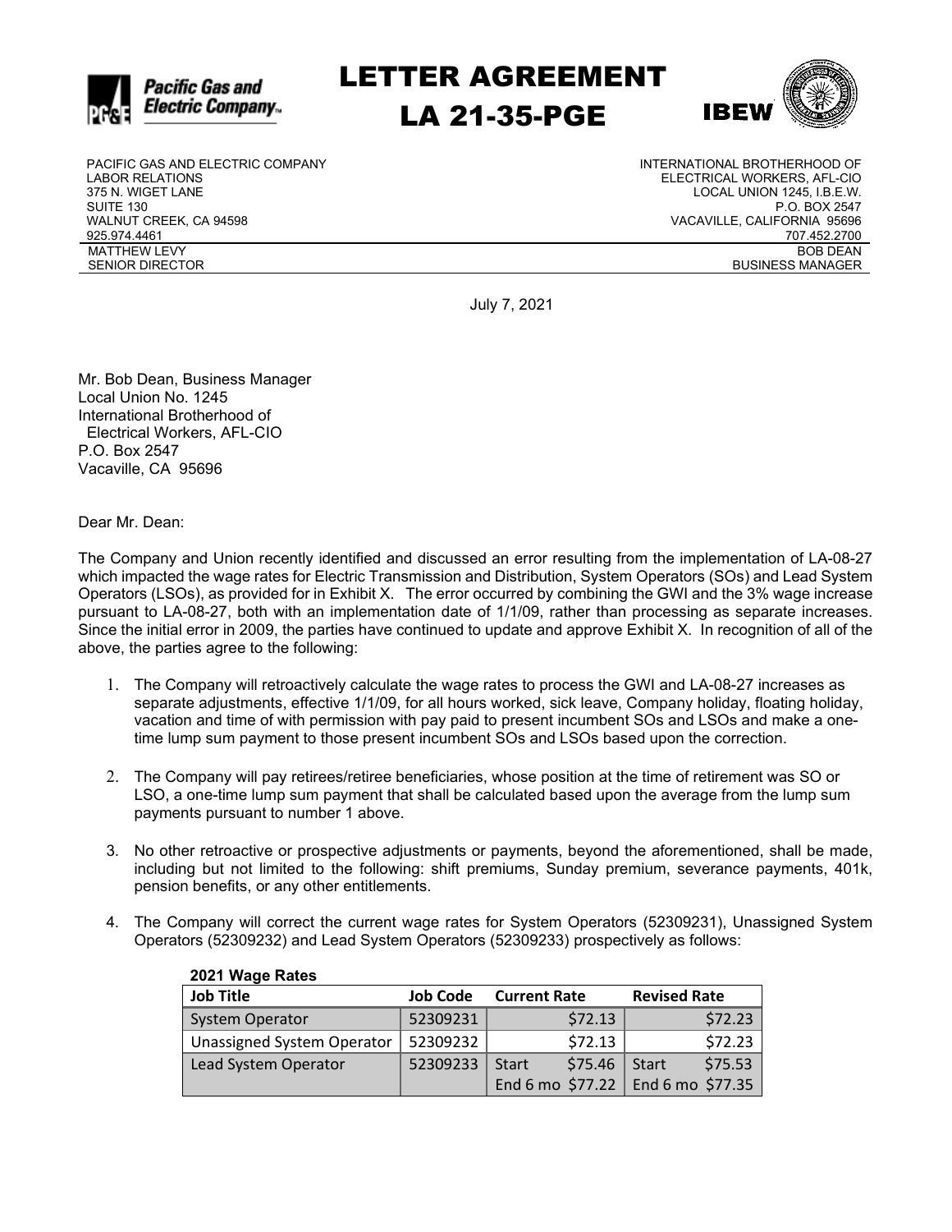# LETTER AGREEMENT
# LA 21-35-PGE

PACIFIC GAS AND ELECTRIC COMPANY
LABOR RELATIONS
375 N. WIGET LANE
SUITE 130
WALNUT CREEK, CA 94598
925.974.4461
MATTHEW LEVY
SENIOR DIRECTOR

INTERNATIONAL BROTHERHOOD OF
ELECTRICAL WORKERS, AFL-CIO
LOCAL UNION 1245, I.B.E.W.
P.O. BOX 2547
VACAVILLE, CALIFORNIA 95696
707.452.2700
BOB DEAN
BUSINESS MANAGER

July 7, 2021

Mr. Bob Dean, Business Manager
Local Union No. 1245
International Brotherhood of
Electrical Workers, AFL-CIO
P.O. Box 2547
Vacaville, CA 95696

Dear Mr. Dean:

The Company and Union recently identified and discussed an error resulting from the implementation of LA-08-27 which impacted the wage rates for Electric Transmission and Distribution, System Operators (SOs) and Lead System Operators (LSOs), as provided for in Exhibit X. The error occurred by combining the GWI and the 3% wage increase pursuant to LA-08-27, both with an implementation date of 1/1/09, rather than processing as separate increases. Since the initial error in 2009, the parties have continued to update and approve Exhibit X. In recognition of all of the above, the parties agree to the following:

1. The Company will retroactively calculate the wage rates to process the GWI and LA-08-27 increases as separate adjustments, effective 1/1/09, for all hours worked, sick leave, Company holiday, floating holiday, vacation and time of with permission with pay paid to present incumbent SOs and LSOs and make a one-time lump sum payment to those present incumbent SOs and LSOs based upon the correction.

2. The Company will pay retirees/retiree beneficiaries, whose position at the time of retirement was SO or LSO, a one-time lump sum payment that shall be calculated based upon the average from the lump sum payments pursuant to number 1 above.

3. No other retroactive or prospective adjustments or payments, beyond the aforementioned, shall be made, including but not limited to the following: shift premiums, Sunday premium, severance payments, 401k, pension benefits, or any other entitlements.

4. The Company will correct the current wage rates for System Operators (52309231), Unassigned System Operators (52309232) and Lead System Operators (52309233) prospectively as follows:

**2021 Wage Rates**

| Job Title | Job Code | Current Rate | Revised Rate |
|---|---|---|---|
| System Operator | 52309231 | $72.13 | $72.23 |
| Unassigned System Operator | 52309232 | $72.13 | $72.23 |
| Lead System Operator | 52309233 | Start $75.46<br>End 6 mo $77.22 | Start $75.53<br>End 6 mo $77.35 |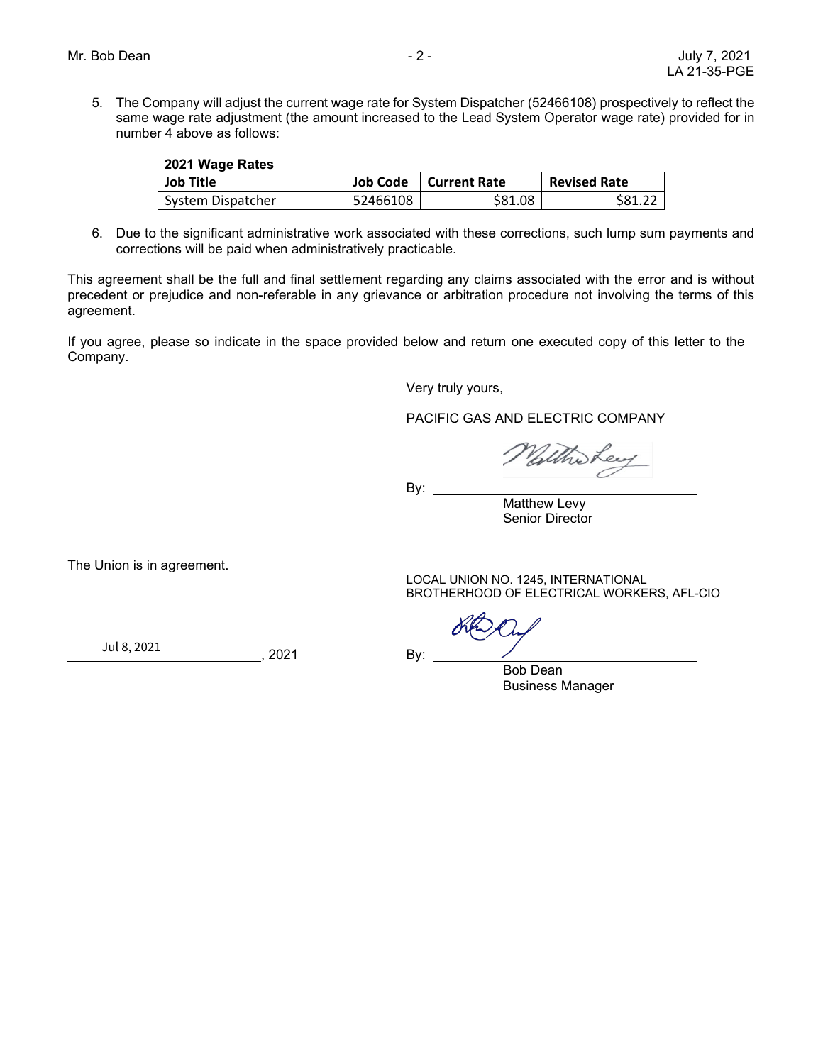5. The Company will adjust the current wage rate for System Dispatcher (52466108) prospectively to reflect the same wage rate adjustment (the amount increased to the Lead System Operator wage rate) provided for in number 4 above as follows:

**2021 Wage Rates**

| Job Title | Job Code | Current Rate | Revised Rate |
|---|---|---|---|
| System Dispatcher | 52466108 | $81.08 | $81.22 |

6. Due to the significant administrative work associated with these corrections, such lump sum payments and corrections will be paid when administratively practicable.

This agreement shall be the full and final settlement regarding any claims associated with the error and is without precedent or prejudice and non-referable in any grievance or arbitration procedure not involving the terms of this agreement.

If you agree, please so indicate in the space provided below and return one executed copy of this letter to the Company.

Very truly yours,

PACIFIC GAS AND ELECTRIC COMPANY

By: Matthew Levy

Matthew Levy
Senior Director

The Union is in agreement.

LOCAL UNION NO. 1245, INTERNATIONAL BROTHERHOOD OF ELECTRICAL WORKERS, AFL-CIO

Jul 8, 2021, 2021

By: Bob Dean

Bob Dean
Business Manager